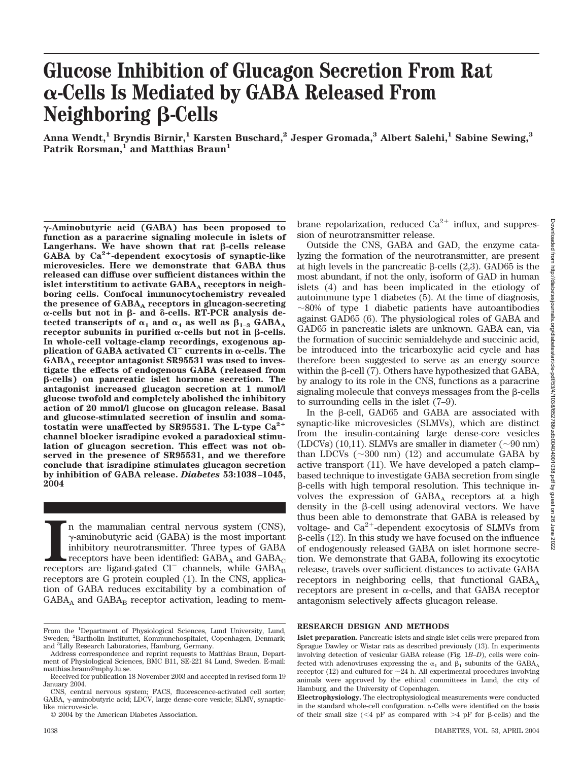# Glucose Inhibition of Glucagon Secretion From Rat α-Cells Is Mediated by GABA Released From Neighboring β-Cells

**Anna Wendt,[1] Bryndis Birnir,[1] Karsten Buschard,[2] Jesper Gromada,[3] Albert Salehi,[1] Sabine Sewing,[3] Patrik Rorsman,[1] and Matthias Braun[1]**

**γ-Aminobutyric acid (GABA) has been proposed to function as a paracrine signaling molecule in islets of Langerhans. We have shown that rat β-cells release GABA by $Ca^{2+}$-dependent exocytosis of synaptic-like microvesicles. Here we demonstrate that GABA thus released can diffuse over sufficient distances within the islet interstitium to activate $GABA_A$ receptors in neighboring cells. Confocal immunocytochemistry revealed the presence of $GABA_A$ receptors in glucagon-secreting α-cells but not in β- and δ-cells. RT-PCR analysis detected transcripts of $\alpha_1$ and $\alpha_4$ as well as $\beta_{1–3}$ $GABA_A$ receptor subunits in purified α-cells but not in β-cells. In whole-cell voltage-clamp recordings, exogenous application of GABA activated $Cl^-$ currents in α-cells. The $GABA_A$ receptor antagonist SR95531 was used to investigate the effects of endogenous GABA (released from β-cells) on pancreatic islet hormone secretion. The antagonist increased glucagon secretion at 1 mmol/l glucose twofold and completely abolished the inhibitory action of 20 mmol/l glucose on glucagon release. Basal and glucose-stimulated secretion of insulin and somatostatin were unaffected by SR95531. The L-type $Ca^{2+}$ channel blocker isradipine evoked a paradoxical stimulation of glucagon secretion. This effect was not observed in the presence of SR95531, and we therefore conclude that isradipine stimulates glucagon secretion by inhibition of GABA release.** ***Diabetes*** **53:1038–1045, 2004**

In the mammalian central nervous system (CNS), γ-aminobutyric acid (GABA) is the most important inhibitory neurotransmitter. Three types of GABA receptors have been identified: $GABA_A$ and $GABA_C$ receptors are ligand-gated $Cl^-$ channels, while $GABA_B$ receptors are G protein coupled (1). In the CNS, application of GABA reduces excitability by a combination of $GABA_A$ and $GABA_B$ receptor activation, leading to membrane repolarization, reduced $Ca^{2+}$ influx, and suppression of neurotransmitter release.

Outside the CNS, GABA and GAD, the enzyme catalyzing the formation of the neurotransmitter, are present at high levels in the pancreatic β-cells (2,3). GAD65 is the most abundant, if not the only, isoform of GAD in human islets (4) and has been implicated in the etiology of autoimmune type 1 diabetes (5). At the time of diagnosis, ~80% of type 1 diabetic patients have autoantibodies against GAD65 (6). The physiological roles of GABA and GAD65 in pancreatic islets are unknown. GABA can, via the formation of succinic semialdehyde and succinic acid, be introduced into the tricarboxylic acid cycle and has therefore been suggested to serve as an energy source within the β-cell (7). Others have hypothesized that GABA, by analogy to its role in the CNS, functions as a paracrine signaling molecule that conveys messages from the β-cells to surrounding cells in the islet (7–9).

In the β-cell, GAD65 and GABA are associated with synaptic-like microvesicles (SLMVs), which are distinct from the insulin-containing large dense-core vesicles (LDCVs) (10,11). SLMVs are smaller in diameter (~90 nm) than LDCVs (~300 nm) (12) and accumulate GABA by active transport (11). We have developed a patch clamp–based technique to investigate GABA secretion from single β-cells with high temporal resolution. This technique involves the expression of $GABA_A$ receptors at a high density in the β-cell using adenoviral vectors. We have thus been able to demonstrate that GABA is released by voltage- and $Ca^{2+}$-dependent exocytosis of SLMVs from β-cells (12). In this study we have focused on the influence of endogenously released GABA on islet hormone secretion. We demonstrate that GABA, following its exocytotic release, travels over sufficient distances to activate GABA receptors in neighboring cells, that functional $GABA_A$ receptors are present in α-cells, and that GABA receptor antagonism selectively affects glucagon release.

## RESEARCH DESIGN AND METHODS

**Islet preparation.** Pancreatic islets and single islet cells were prepared from Sprague Dawley or Wistar rats as described previously (13). In experiments involving detection of vesicular GABA release (Fig. 1*B–D*), cells were coinfected with adenoviruses expressing the $\alpha_1$ and $\beta_1$ subunits of the $GABA_A$ receptor (12) and cultured for ~24 h. All experimental procedures involving animals were approved by the ethical committees in Lund, the city of Hamburg, and the University of Copenhagen.

**Electrophysiology.** The electrophysiological measurements were conducted in the standard whole-cell configuration. α-Cells were identified on the basis of their small size (<4 pF as compared with >4 pF for β-cells) and the

From the [1]Department of Physiological Sciences, Lund University, Lund, Sweden; [2]Bartholin Instituttet, Kommunehospitalet, Copenhagen, Denmark; and [3]Lilly Research Laboratories, Hamburg, Germany.

Address correspondence and reprint requests to Matthias Braun, Department of Physiological Sciences, BMC B11, SE-221 84 Lund, Sweden. E-mail: matthias.braun@mphy.lu.se.

Received for publication 18 November 2003 and accepted in revised form 19 January 2004.

CNS, central nervous system; FACS, fluorescence-activated cell sorter; GABA, γ-aminobutyric acid; LDCV, large dense-core vesicle; SLMV, synaptic-like microvesicle.

© 2004 by the American Diabetes Association.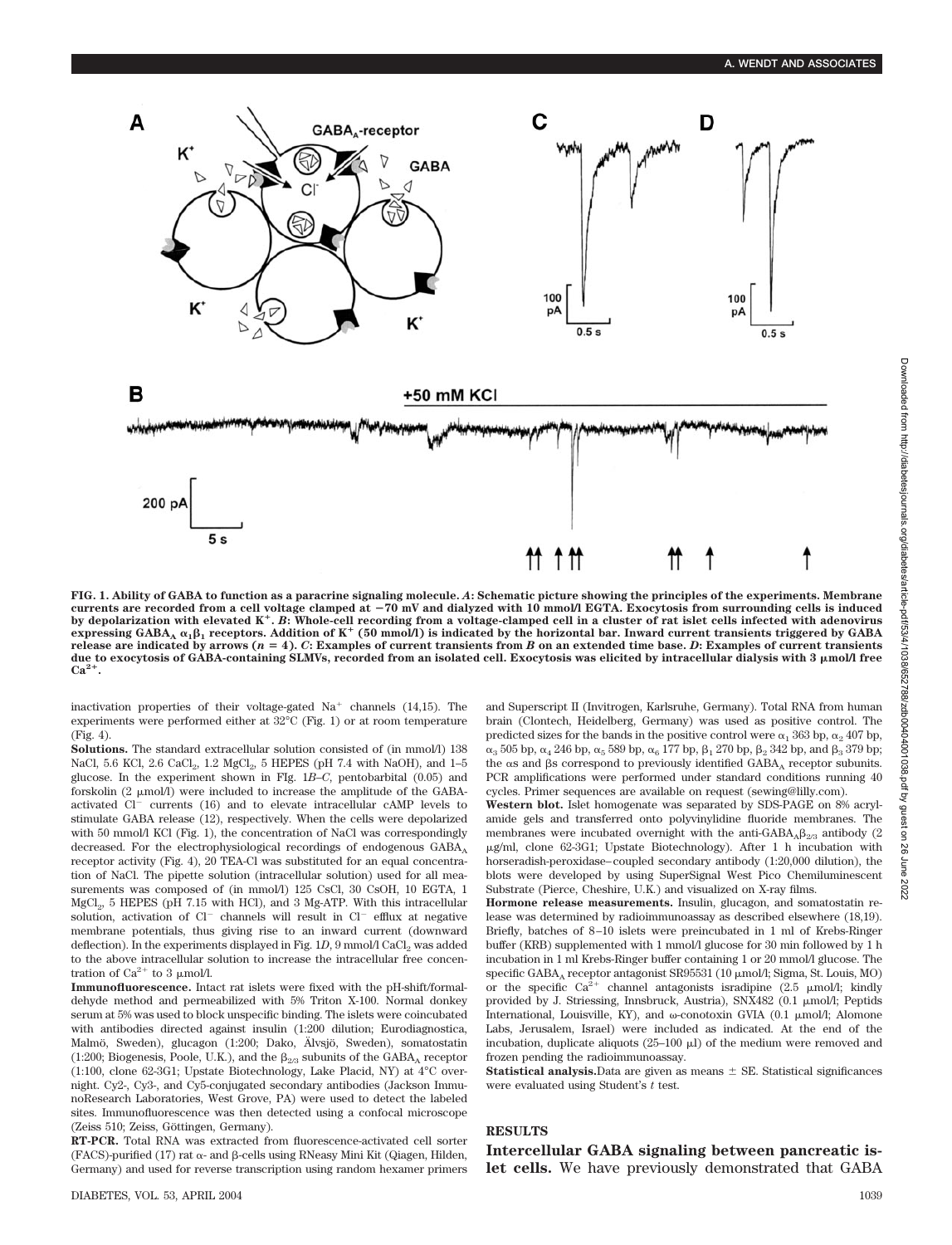FIG. 1. **Ability of GABA to function as a paracrine signaling molecule.** ***A*: Schematic picture showing the principles of the experiments. Membrane currents are recorded from a cell voltage clamped at −70 mV and dialyzed with 10 mmol/l EGTA. Exocytosis from surrounding cells is induced by depolarization with elevated $K^+$. *B*: Whole-cell recording from a voltage-clamped cell in a cluster of rat islet cells infected with adenovirus expressing $GABA_A$ $\alpha_1\beta_1$ receptors. Addition of $K^+$ (50 mmol/l) is indicated by the horizontal bar. Inward current transients triggered by GABA release are indicated by arrows (*n* = 4). *C*: Examples of current transients from *B* on an extended time base. *D*: Examples of current transients due to exocytosis of GABA-containing SLMVs, recorded from an isolated cell. Exocytosis was elicited by intracellular dialysis with 3 μmol/l free $Ca^{2+}$.***

inactivation properties of their voltage-gated $Na^+$ channels (14,15). The experiments were performed either at 32°C (Fig. 1) or at room temperature (Fig. 4).

**Solutions.** The standard extracellular solution consisted of (in mmol/l) 138 NaCl, 5.6 KCl, 2.6 $CaCl_2$, 1.2 $MgCl_2$, 5 HEPES (pH 7.4 with NaOH), and 1–5 glucose. In the experiment shown in Fig. 1*B–C*, pentobarbital (0.05) and forskolin (2 μmol/l) were included to increase the amplitude of the GABA-activated $Cl^-$ currents (16) and to elevate intracellular cAMP levels to stimulate GABA release (12), respectively. When the cells were depolarized with 50 mmol/l KCl (Fig. 1), the concentration of NaCl was correspondingly decreased. For the electrophysiological recordings of endogenous $GABA_A$ receptor activity (Fig. 4), 20 TEA-Cl was substituted for an equal concentration of NaCl. The pipette solution (intracellular solution) used for all measurements was composed of (in mmol/l) 125 CsCl, 30 CsOH, 10 EGTA, 1 $MgCl_2$, 5 HEPES (pH 7.15 with HCl), and 3 Mg-ATP. With this intracellular solution, activation of $Cl^-$ channels will result in $Cl^-$ efflux at negative membrane potentials, thus giving rise to an inward current (downward deflection). In the experiments displayed in Fig. 1*D*, 9 mmol/l $CaCl_2$ was added to the above intracellular solution to increase the intracellular free concentration of $Ca^{2+}$ to 3 μmol/l.

**Immunofluorescence.** Intact rat islets were fixed with the pH-shift/formaldehyde method and permeabilized with 5% Triton X-100. Normal donkey serum at 5% was used to block unspecific binding. The islets were coincubated with antibodies directed against insulin (1:200 dilution; Eurodiagnostica, Malmö, Sweden), glucagon (1:200; Dako, Älvsjö, Sweden), somatostatin (1:200; Biogenesis, Poole, U.K.), and the $\beta_{2/3}$ subunits of the $GABA_A$ receptor (1:100, clone 62-3G1; Upstate Biotechnology, Lake Placid, NY) at 4°C overnight. Cy2-, Cy3-, and Cy5-conjugated secondary antibodies (Jackson ImmunoResearch Laboratories, West Grove, PA) were used to detect the labeled sites. Immunofluorescence was then detected using a confocal microscope (Zeiss 510; Zeiss, Göttingen, Germany).

**RT-PCR.** Total RNA was extracted from fluorescence-activated cell sorter (FACS)-purified (17) rat α- and β-cells using RNeasy Mini Kit (Qiagen, Hilden, Germany) and used for reverse transcription using random hexamer primers and Superscript II (Invitrogen, Karlsruhe, Germany). Total RNA from human brain (Clontech, Heidelberg, Germany) was used as positive control. The predicted sizes for the bands in the positive control were $\alpha_1$ 363 bp, $\alpha_2$ 407 bp, $\alpha_3$ 505 bp, $\alpha_4$ 246 bp, $\alpha_5$ 589 bp, $\alpha_6$ 177 bp, $\beta_1$ 270 bp, $\beta_2$ 342 bp, and $\beta_3$ 379 bp; the αs and βs correspond to previously identified $GABA_A$ receptor subunits. PCR amplifications were performed under standard conditions running 40 cycles. Primer sequences are available on request (sewing@lilly.com).

**Western blot.** Islet homogenate was separated by SDS-PAGE on 8% acrylamide gels and transferred onto polyvinylidine fluoride membranes. The membranes were incubated overnight with the anti-$GABA_A\beta_{2/3}$ antibody (2 μg/ml, clone 62-3G1; Upstate Biotechnology). After 1 h incubation with horseradish-peroxidase–coupled secondary antibody (1:20,000 dilution), the blots were developed by using SuperSignal West Pico Chemiluminescent Substrate (Pierce, Cheshire, U.K.) and visualized on X-ray films.

**Hormone release measurements.** Insulin, glucagon, and somatostatin release was determined by radioimmunoassay as described elsewhere (18,19). Briefly, batches of 8–10 islets were preincubated in 1 ml of Krebs-Ringer buffer (KRB) supplemented with 1 mmol/l glucose for 30 min followed by 1 h incubation in 1 ml Krebs-Ringer buffer containing 1 or 20 mmol/l glucose. The specific $GABA_A$ receptor antagonist SR95531 (10 μmol/l; Sigma, St. Louis, MO) or the specific $Ca^{2+}$ channel antagonists isradipine (2.5 μmol/l; kindly provided by J. Striessing, Innsbruck, Austria), SNX482 (0.1 μmol/l; Peptids International, Louisville, KY), and ω-conotoxin GVIA (0.1 μmol/l; Alomone Labs, Jerusalem, Israel) were included as indicated. At the end of the incubation, duplicate aliquots (25–100 μl) of the medium were removed and frozen pending the radioimmunoassay.

**Statistical analysis.** Data are given as means ± SE. Statistical significances were evaluated using Student's *t* test.

## RESULTS

**Intercellular GABA signaling between pancreatic islet cells.** We have previously demonstrated that GABA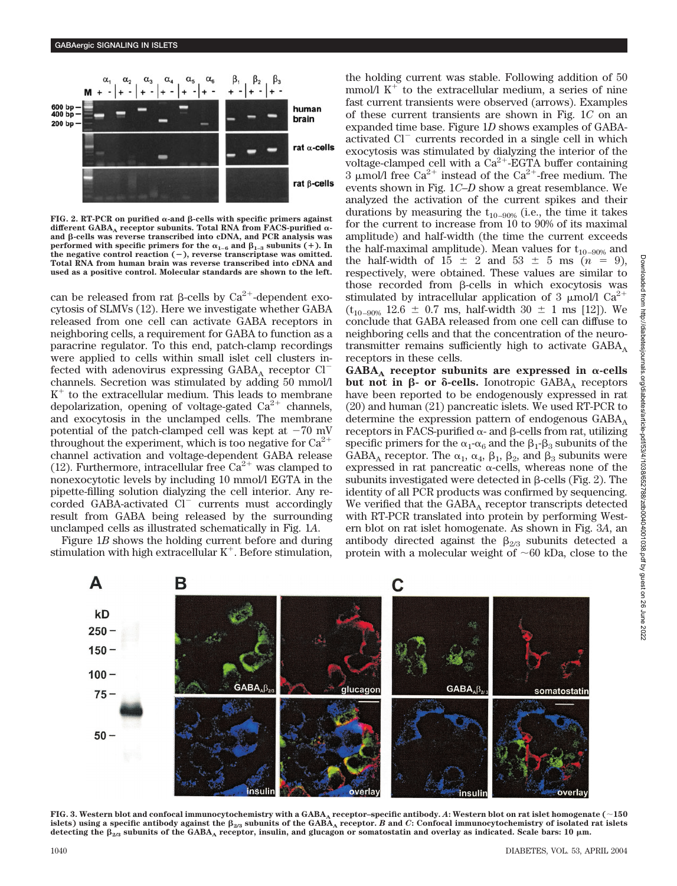FIG. 2. RT-PCR on purified α-and β-cells with specific primers against different $GABA_A$ receptor subunits. Total RNA from FACS-purified α- and β-cells was reverse transcribed into cDNA, and PCR analysis was performed with specific primers for the $\alpha_{1-6}$ and $\beta_{1-3}$ subunits (+). In the negative control reaction (−), reverse transcriptase was omitted. Total RNA from human brain was reverse transcribed into cDNA and used as a positive control. Molecular standards are shown to the left.

can be released from rat β-cells by $Ca^{2+}$-dependent exocytosis of SLMVs (12). Here we investigate whether GABA released from one cell can activate GABA receptors in neighboring cells, a requirement for GABA to function as a paracrine regulator. To this end, patch-clamp recordings were applied to cells within small islet cell clusters infected with adenovirus expressing $GABA_A$ receptor $Cl^-$ channels. Secretion was stimulated by adding 50 mmol/l $K^+$ to the extracellular medium. This leads to membrane depolarization, opening of voltage-gated $Ca^{2+}$ channels, and exocytosis in the unclamped cells. The membrane potential of the patch-clamped cell was kept at −70 mV throughout the experiment, which is too negative for $Ca^{2+}$ channel activation and voltage-dependent GABA release (12). Furthermore, intracellular free $Ca^{2+}$ was clamped to nonexocytotic levels by including 10 mmol/l EGTA in the pipette-filling solution dialyzing the cell interior. Any recorded GABA-activated $Cl^-$ currents must accordingly result from GABA being released by the surrounding unclamped cells as illustrated schematically in Fig. 1*A*.

Figure 1*B* shows the holding current before and during stimulation with high extracellular $K^+$. Before stimulation, the holding current was stable. Following addition of 50 mmol/l $K^+$ to the extracellular medium, a series of nine fast current transients were observed (arrows). Examples of these current transients are shown in Fig. 1*C* on an expanded time base. Figure 1*D* shows examples of GABA-activated $Cl^-$ currents recorded in a single cell in which exocytosis was stimulated by dialyzing the interior of the voltage-clamped cell with a $Ca^{2+}$-EGTA buffer containing 3 μmol/l free $Ca^{2+}$ instead of the $Ca^{2+}$-free medium. The events shown in Fig. 1*C–D* show a great resemblance. We analyzed the activation of the current spikes and their durations by measuring the $t_{10-90\%}$ (i.e., the time it takes for the current to increase from 10 to 90% of its maximal amplitude) and half-width (the time the current exceeds the half-maximal amplitude). Mean values for $t_{10-90\%}$ and the half-width of 15 ± 2 and 53 ± 5 ms ($n$ = 9), respectively, were obtained. These values are similar to those recorded from β-cells in which exocytosis was stimulated by intracellular application of 3 μmol/l $Ca^{2+}$ ($t_{10-90\%}$ 12.6 ± 0.7 ms, half-width 30 ± 1 ms [12]). We conclude that GABA released from one cell can diffuse to neighboring cells and that the concentration of the neurotransmitter remains sufficiently high to activate $GABA_A$ receptors in these cells.

**$GABA_A$ receptor subunits are expressed in α-cells but not in β- or δ-cells.** Ionotropic $GABA_A$ receptors have been reported to be endogenously expressed in rat (20) and human (21) pancreatic islets. We used RT-PCR to determine the expression pattern of endogenous $GABA_A$ receptors in FACS-purified α- and β-cells from rat, utilizing specific primers for the $\alpha_1$-$\alpha_6$ and the $\beta_1$-$\beta_3$ subunits of the $GABA_A$ receptor. The $\alpha_1$, $\alpha_4$, $\beta_1$, $\beta_2$, and $\beta_3$ subunits were expressed in rat pancreatic α-cells, whereas none of the subunits investigated were detected in β-cells (Fig. 2). The identity of all PCR products was confirmed by sequencing. We verified that the $GABA_A$ receptor transcripts detected with RT-PCR translated into protein by performing Western blot on rat islet homogenate. As shown in Fig. 3*A*, an antibody directed against the $\beta_{2/3}$ subunits detected a protein with a molecular weight of ~60 kDa, close to the

FIG. 3. Western blot and confocal immunocytochemistry with a $GABA_A$ receptor–specific antibody. *A*: Western blot on rat islet homogenate (~150 islets) using a specific antibody against the $\beta_{2/3}$ subunits of the $GABA_A$ receptor. *B* and *C*: Confocal immunocytochemistry of isolated rat islets detecting the $\beta_{2/3}$ subunits of the $GABA_A$ receptor, insulin, and glucagon or somatostatin and overlay as indicated. Scale bars: 10 μm.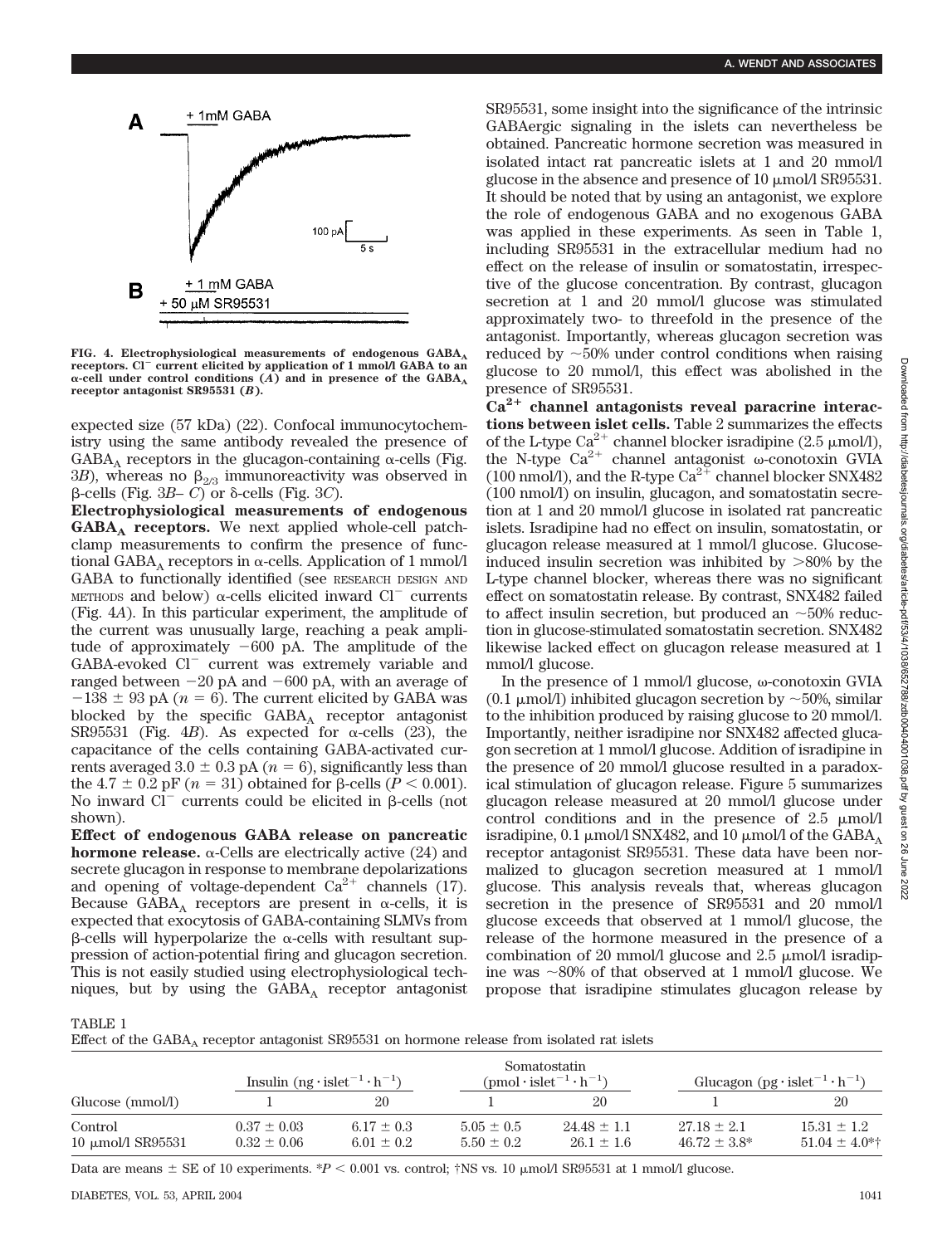FIG. 4. Electrophysiological measurements of endogenous $GABA_A$ receptors. $Cl^-$ current elicited by application of 1 mmol/l GABA to an α-cell under control conditions (*A*) and in presence of the $GABA_A$ receptor antagonist SR95531 (*B*).

expected size (57 kDa) (22). Confocal immunocytochemistry using the same antibody revealed the presence of $GABA_A$ receptors in the glucagon-containing α-cells (Fig. 3*B*), whereas no $\beta_{2/3}$ immunoreactivity was observed in β-cells (Fig. 3*B*–*C*) or δ-cells (Fig. 3*C*).

**Electrophysiological measurements of endogenous $GABA_A$ receptors.** We next applied whole-cell patch-clamp measurements to confirm the presence of functional $GABA_A$ receptors in α-cells. Application of 1 mmol/l GABA to functionally identified (see RESEARCH DESIGN AND METHODS and below) α-cells elicited inward $Cl^-$ currents (Fig. 4*A*). In this particular experiment, the amplitude of the current was unusually large, reaching a peak amplitude of approximately −600 pA. The amplitude of the GABA-evoked $Cl^-$ current was extremely variable and ranged between −20 pA and −600 pA, with an average of −138 ± 93 pA ($n = 6$). The current elicited by GABA was blocked by the specific $GABA_A$ receptor antagonist SR95531 (Fig. 4*B*). As expected for α-cells (23), the capacitance of the cells containing GABA-activated currents averaged 3.0 ± 0.3 pA ($n = 6$), significantly less than the 4.7 ± 0.2 pF ($n = 31$) obtained for β-cells ($P < 0.001$). No inward $Cl^-$ currents could be elicited in β-cells (not shown).

**Effect of endogenous GABA release on pancreatic hormone release.** α-Cells are electrically active (24) and secrete glucagon in response to membrane depolarizations and opening of voltage-dependent $Ca^{2+}$ channels (17). Because $GABA_A$ receptors are present in α-cells, it is expected that exocytosis of GABA-containing SLMVs from β-cells will hyperpolarize the α-cells with resultant suppression of action-potential firing and glucagon secretion. This is not easily studied using electrophysiological techniques, but by using the $GABA_A$ receptor antagonist SR95531, some insight into the significance of the intrinsic GABAergic signaling in the islets can nevertheless be obtained. Pancreatic hormone secretion was measured in isolated intact rat pancreatic islets at 1 and 20 mmol/l glucose in the absence and presence of 10 μmol/l SR95531. It should be noted that by using an antagonist, we explore the role of endogenous GABA and no exogenous GABA was applied in these experiments. As seen in Table 1, including SR95531 in the extracellular medium had no effect on the release of insulin or somatostatin, irrespective of the glucose concentration. By contrast, glucagon secretion at 1 and 20 mmol/l glucose was stimulated approximately two- to threefold in the presence of the antagonist. Importantly, whereas glucagon secretion was reduced by ~50% under control conditions when raising glucose to 20 mmol/l, this effect was abolished in the presence of SR95531.

**$Ca^{2+}$ channel antagonists reveal paracrine interactions between islet cells.** Table 2 summarizes the effects of the L-type $Ca^{2+}$ channel blocker isradipine (2.5 μmol/l), the N-type $Ca^{2+}$ channel antagonist ω-conotoxin GVIA (100 nmol/l), and the R-type $Ca^{2+}$ channel blocker SNX482 (100 nmol/l) on insulin, glucagon, and somatostatin secretion at 1 and 20 mmol/l glucose in isolated rat pancreatic islets. Isradipine had no effect on insulin, somatostatin, or glucagon release measured at 1 mmol/l glucose. Glucose-induced insulin secretion was inhibited by >80% by the L-type channel blocker, whereas there was no significant effect on somatostatin release. By contrast, SNX482 failed to affect insulin secretion, but produced an ~50% reduction in glucose-stimulated somatostatin secretion. SNX482 likewise lacked effect on glucagon release measured at 1 mmol/l glucose.

In the presence of 1 mmol/l glucose, ω-conotoxin GVIA (0.1 μmol/l) inhibited glucagon secretion by ~50%, similar to the inhibition produced by raising glucose to 20 mmol/l. Importantly, neither isradipine nor SNX482 affected glucagon secretion at 1 mmol/l glucose. Addition of isradipine in the presence of 20 mmol/l glucose resulted in a paradoxical stimulation of glucagon release. Figure 5 summarizes glucagon release measured at 20 mmol/l glucose under control conditions and in the presence of 2.5 μmol/l isradipine, 0.1 μmol/l SNX482, and 10 μmol/l of the $GABA_A$ receptor antagonist SR95531. These data have been normalized to glucagon secretion measured at 1 mmol/l glucose. This analysis reveals that, whereas glucagon secretion in the presence of SR95531 and 20 mmol/l glucose exceeds that observed at 1 mmol/l glucose, the release of the hormone measured in the presence of a combination of 20 mmol/l glucose and 2.5 μmol/l isradipine was ~80% of that observed at 1 mmol/l glucose. We propose that isradipine stimulates glucagon release by

TABLE 1
Effect of the $GABA_A$ receptor antagonist SR95531 on hormone release from isolated rat islets

| | Insulin ($ng \cdot islet^{-1} \cdot h^{-1}$) | | Somatostatin ($pmol \cdot islet^{-1} \cdot h^{-1}$) | | Glucagon ($pg \cdot islet^{-1} \cdot h^{-1}$) | |
|---|---|---|---|---|---|---|
| Glucose (mmol/l) | 1 | 20 | 1 | 20 | 1 | 20 |
| Control | 0.37 ± 0.03 | 6.17 ± 0.3 | 5.05 ± 0.5 | 24.48 ± 1.1 | 27.18 ± 2.1 | 15.31 ± 1.2 |
| 10 μmol/l SR95531 | 0.32 ± 0.06 | 6.01 ± 0.2 | 5.50 ± 0.2 | 26.1 ± 1.6 | 46.72 ± 3.8* | 51.04 ± 4.0*† |

Data are means ± SE of 10 experiments. *$P < 0.001$ vs. control; †NS vs. 10 μmol/l SR95531 at 1 mmol/l glucose.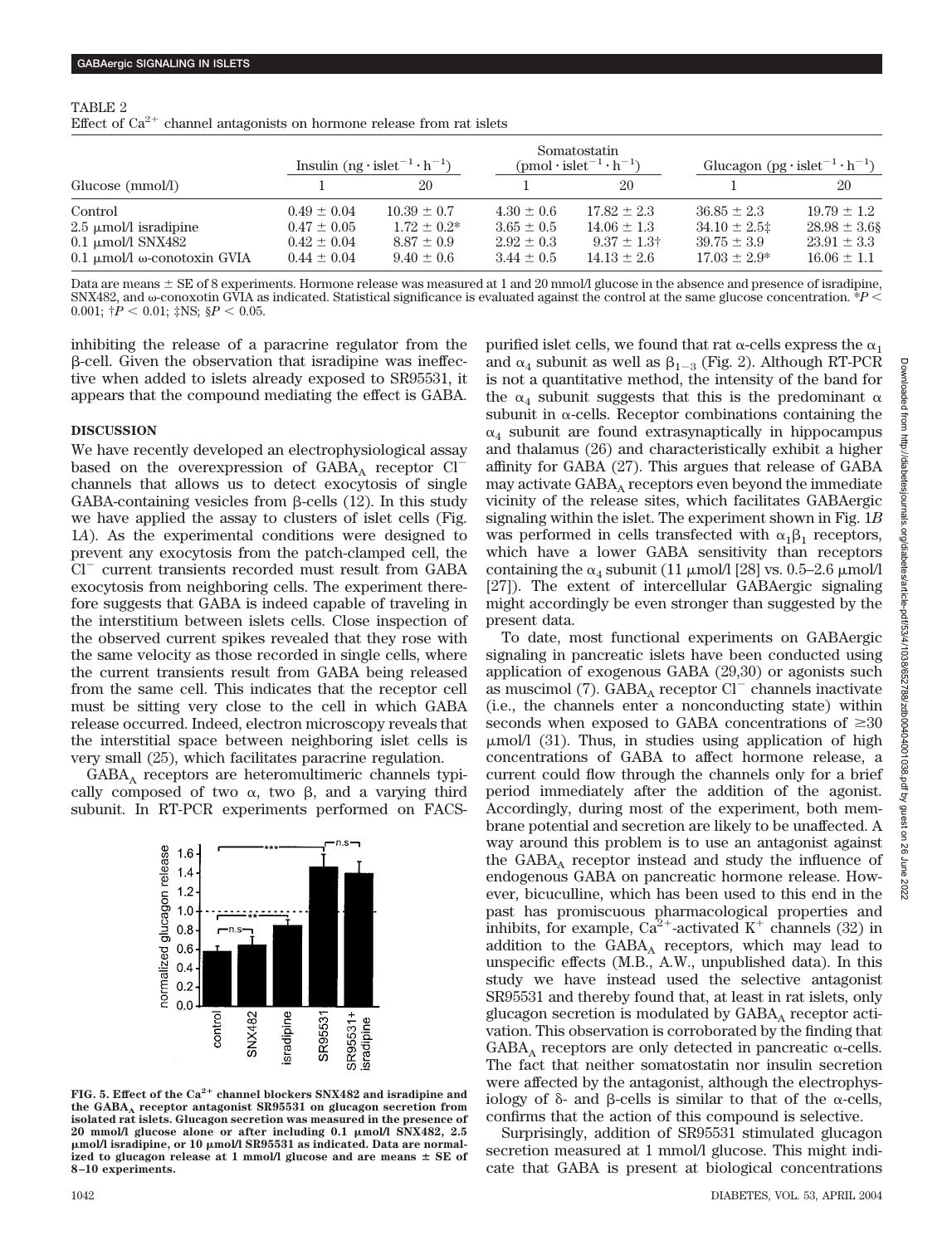TABLE 2
Effect of $Ca^{2+}$ channel antagonists on hormone release from rat islets

| | Insulin ($ng \cdot islet^{-1} \cdot h^{-1}$) | | Somatostatin ($pmol \cdot islet^{-1} \cdot h^{-1}$) | | Glucagon ($pg \cdot islet^{-1} \cdot h^{-1}$) | |
|---|---|---|---|---|---|---|
| Glucose (mmol/l) | 1 | 20 | 1 | 20 | 1 | 20 |
| Control | 0.49 ± 0.04 | 10.39 ± 0.7 | 4.30 ± 0.6 | 17.82 ± 2.3 | 36.85 ± 2.3 | 19.79 ± 1.2 |
| 2.5 μmol/l isradipine | 0.47 ± 0.05 | 1.72 ± 0.2* | 3.65 ± 0.5 | 14.06 ± 1.3 | 34.10 ± 2.5‡ | 28.98 ± 3.6§ |
| 0.1 μmol/l SNX482 | 0.42 ± 0.04 | 8.87 ± 0.9 | 2.92 ± 0.3 | 9.37 ± 1.3† | 39.75 ± 3.9 | 23.91 ± 3.3 |
| 0.1 μmol/l ω-conotoxin GVIA | 0.44 ± 0.04 | 9.40 ± 0.6 | 3.44 ± 0.5 | 14.13 ± 2.6 | 17.03 ± 2.9* | 16.06 ± 1.1 |

Data are means ± SE of 8 experiments. Hormone release was measured at 1 and 20 mmol/l glucose in the absence and presence of isradipine, SNX482, and ω-conoxotin GVIA as indicated. Statistical significance is evaluated against the control at the same glucose concentration. *$P < 0.001$; †$P < 0.01$; ‡NS; §$P < 0.05$.

inhibiting the release of a paracrine regulator from the β-cell. Given the observation that isradipine was ineffective when added to islets already exposed to SR95531, it appears that the compound mediating the effect is GABA.

## DISCUSSION

We have recently developed an electrophysiological assay based on the overexpression of $GABA_A$ receptor $Cl^-$ channels that allows us to detect exocytosis of single GABA-containing vesicles from β-cells (12). In this study we have applied the assay to clusters of islet cells (Fig. 1*A*). As the experimental conditions were designed to prevent any exocytosis from the patch-clamped cell, the $Cl^-$ current transients recorded must result from GABA exocytosis from neighboring cells. The experiment therefore suggests that GABA is indeed capable of traveling in the interstitium between islets cells. Close inspection of the observed current spikes revealed that they rose with the same velocity as those recorded in single cells, where the current transients result from GABA being released from the same cell. This indicates that the receptor cell must be sitting very close to the cell in which GABA release occurred. Indeed, electron microscopy reveals that the interstitial space between neighboring islet cells is very small (25), which facilitates paracrine regulation.

$GABA_A$ receptors are heteromultimeric channels typically composed of two α, two β, and a varying third subunit. In RT-PCR experiments performed on FACS-purified islet cells, we found that rat α-cells express the $\alpha_1$ and $\alpha_4$ subunit as well as $\beta_{1-3}$ (Fig. 2). Although RT-PCR is not a quantitative method, the intensity of the band for the $\alpha_4$ subunit suggests that this is the predominant α subunit in α-cells. Receptor combinations containing the $\alpha_4$ subunit are found extrasynaptically in hippocampus and thalamus (26) and characteristically exhibit a higher affinity for GABA (27). This argues that release of GABA may activate $GABA_A$ receptors even beyond the immediate vicinity of the release sites, which facilitates GABAergic signaling within the islet. The experiment shown in Fig. 1*B* was performed in cells transfected with $\alpha_1\beta_1$ receptors, which have a lower GABA sensitivity than receptors containing the $\alpha_4$ subunit (11 μmol/l [28] vs. 0.5–2.6 μmol/l [27]). The extent of intercellular GABAergic signaling might accordingly be even stronger than suggested by the present data.

To date, most functional experiments on GABAergic signaling in pancreatic islets have been conducted using application of exogenous GABA (29,30) or agonists such as muscimol (7). $GABA_A$ receptor $Cl^-$ channels inactivate (i.e., the channels enter a nonconducting state) within seconds when exposed to GABA concentrations of ≥30 μmol/l (31). Thus, in studies using application of high concentrations of GABA to affect hormone release, a current could flow through the channels only for a brief period immediately after the addition of the agonist. Accordingly, during most of the experiment, both membrane potential and secretion are likely to be unaffected. A way around this problem is to use an antagonist against the $GABA_A$ receptor instead and study the influence of endogenous GABA on pancreatic hormone release. However, bicuculline, which has been used to this end in the past has promiscuous pharmacological properties and inhibits, for example, $Ca^{2+}$-activated $K^+$ channels (32) in addition to the $GABA_A$ receptors, which may lead to unspecific effects (M.B., A.W., unpublished data). In this study we have instead used the selective antagonist SR95531 and thereby found that, at least in rat islets, only glucagon secretion is modulated by $GABA_A$ receptor activation. This observation is corroborated by the finding that $GABA_A$ receptors are only detected in pancreatic α-cells. The fact that neither somatostatin nor insulin secretion were affected by the antagonist, although the electrophysiology of δ- and β-cells is similar to that of the α-cells, confirms that the action of this compound is selective.

Surprisingly, addition of SR95531 stimulated glucagon secretion measured at 1 mmol/l glucose. This might indicate that GABA is present at biological concentrations

**FIG. 5. Effect of the $Ca^{2+}$ channel blockers SNX482 and isradipine and the $GABA_A$ receptor antagonist SR95531 on glucagon secretion from isolated rat islets. Glucagon secretion was measured in the presence of 20 mmol/l glucose alone or after including 0.1 μmol/l SNX482, 2.5 μmol/l isradipine, or 10 μmol/l SR95531 as indicated. Data are normalized to glucagon release at 1 mmol/l glucose and are means ± SE of 8–10 experiments.**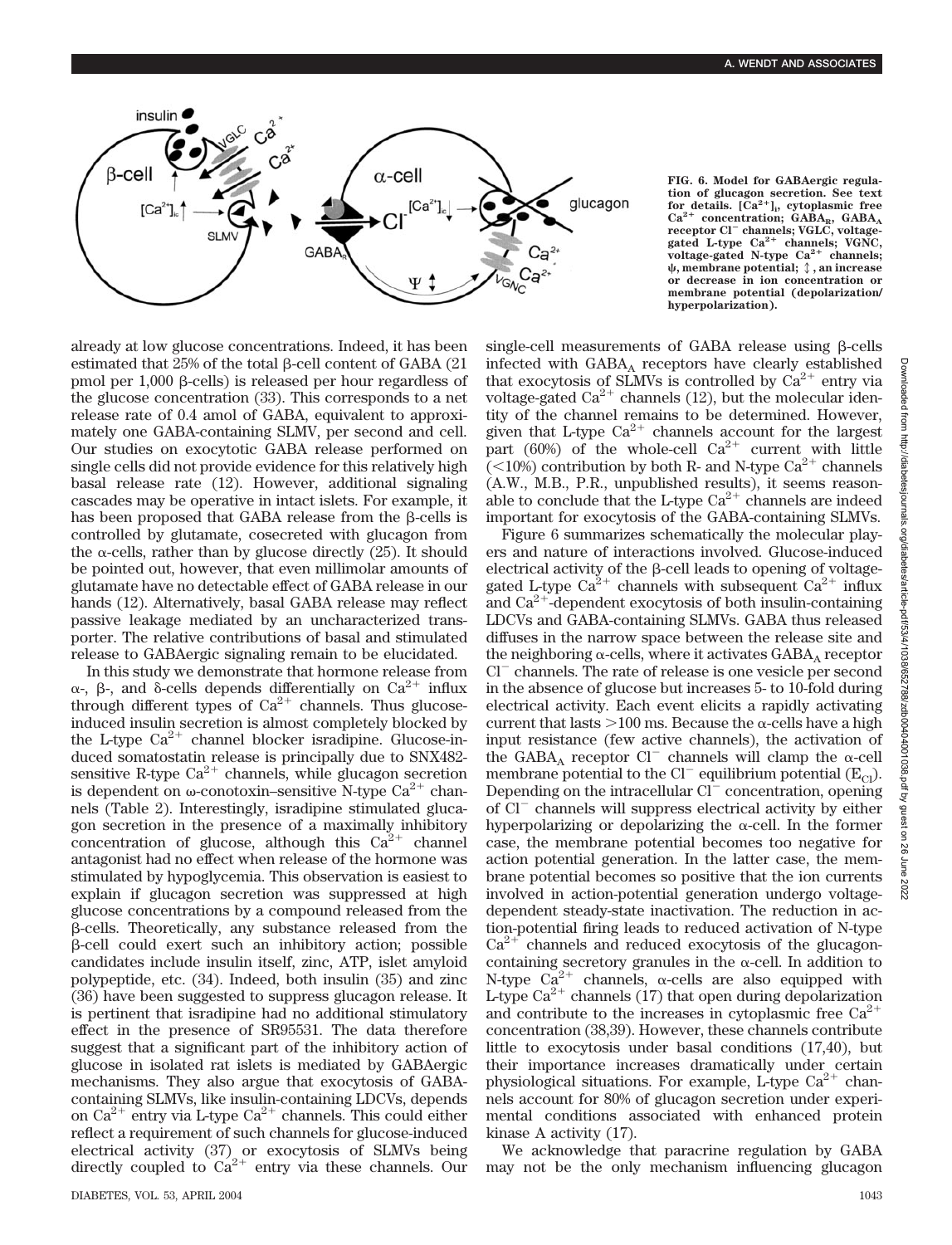FIG. 6. Model for GABAergic regulation of glucagon secretion. See text for details. $[Ca^{2+}]_i$, cytoplasmic free $Ca^{2+}$ concentration; $GABA_R$, $GABA_A$ receptor $Cl^-$ channels; VGLC, voltage-gated L-type $Ca^{2+}$ channels; VGNC, voltage-gated N-type $Ca^{2+}$ channels; $\psi$, membrane potential; $\updownarrow$, an increase or decrease in ion concentration or membrane potential (depolarization/hyperpolarization).

already at low glucose concentrations. Indeed, it has been estimated that 25% of the total β-cell content of GABA (21 pmol per 1,000 β-cells) is released per hour regardless of the glucose concentration (33). This corresponds to a net release rate of 0.4 amol of GABA, equivalent to approximately one GABA-containing SLMV, per second and cell. Our studies on exocytotic GABA release performed on single cells did not provide evidence for this relatively high basal release rate (12). However, additional signaling cascades may be operative in intact islets. For example, it has been proposed that GABA release from the β-cells is controlled by glutamate, cosecreted with glucagon from the α-cells, rather than by glucose directly (25). It should be pointed out, however, that even millimolar amounts of glutamate have no detectable effect of GABA release in our hands (12). Alternatively, basal GABA release may reflect passive leakage mediated by an uncharacterized transporter. The relative contributions of basal and stimulated release to GABAergic signaling remain to be elucidated.

In this study we demonstrate that hormone release from α-, β-, and δ-cells depends differentially on $Ca^{2+}$ influx through different types of $Ca^{2+}$ channels. Thus glucose-induced insulin secretion is almost completely blocked by the L-type $Ca^{2+}$ channel blocker isradipine. Glucose-induced somatostatin release is principally due to SNX482-sensitive R-type $Ca^{2+}$ channels, while glucagon secretion is dependent on ω-conotoxin–sensitive N-type $Ca^{2+}$ channels (Table 2). Interestingly, isradipine stimulated glucagon secretion in the presence of a maximally inhibitory concentration of glucose, although this $Ca^{2+}$ channel antagonist had no effect when release of the hormone was stimulated by hypoglycemia. This observation is easiest to explain if glucagon secretion was suppressed at high glucose concentrations by a compound released from the β-cells. Theoretically, any substance released from the β-cell could exert such an inhibitory action; possible candidates include insulin itself, zinc, ATP, islet amyloid polypeptide, etc. (34). Indeed, both insulin (35) and zinc (36) have been suggested to suppress glucagon release. It is pertinent that isradipine had no additional stimulatory effect in the presence of SR95531. The data therefore suggest that a significant part of the inhibitory action of glucose in isolated rat islets is mediated by GABAergic mechanisms. They also argue that exocytosis of GABA-containing SLMVs, like insulin-containing LDCVs, depends on $Ca^{2+}$ entry via L-type $Ca^{2+}$ channels. This could either reflect a requirement of such channels for glucose-induced electrical activity (37) or exocytosis of SLMVs being directly coupled to $Ca^{2+}$ entry via these channels. Our single-cell measurements of GABA release using β-cells infected with $GABA_A$ receptors have clearly established that exocytosis of SLMVs is controlled by $Ca^{2+}$ entry via voltage-gated $Ca^{2+}$ channels (12), but the molecular identity of the channel remains to be determined. However, given that L-type $Ca^{2+}$ channels account for the largest part (60%) of the whole-cell $Ca^{2+}$ current with little (<10%) contribution by both R- and N-type $Ca^{2+}$ channels (A.W., M.B., P.R., unpublished results), it seems reasonable to conclude that the L-type $Ca^{2+}$ channels are indeed important for exocytosis of the GABA-containing SLMVs.

Figure 6 summarizes schematically the molecular players and nature of interactions involved. Glucose-induced electrical activity of the β-cell leads to opening of voltage-gated L-type $Ca^{2+}$ channels with subsequent $Ca^{2+}$ influx and $Ca^{2+}$-dependent exocytosis of both insulin-containing LDCVs and GABA-containing SLMVs. GABA thus released diffuses in the narrow space between the release site and the neighboring α-cells, where it activates $GABA_A$ receptor $Cl^-$ channels. The rate of release is one vesicle per second in the absence of glucose but increases 5- to 10-fold during electrical activity. Each event elicits a rapidly activating current that lasts >100 ms. Because the α-cells have a high input resistance (few active channels), the activation of the $GABA_A$ receptor $Cl^-$ channels will clamp the α-cell membrane potential to the $Cl^-$ equilibrium potential ($E_{Cl}$). Depending on the intracellular $Cl^-$ concentration, opening of $Cl^-$ channels will suppress electrical activity by either hyperpolarizing or depolarizing the α-cell. In the former case, the membrane potential becomes too negative for action potential generation. In the latter case, the membrane potential becomes so positive that the ion currents involved in action-potential generation undergo voltage-dependent steady-state inactivation. The reduction in action-potential firing leads to reduced activation of N-type $Ca^{2+}$ channels and reduced exocytosis of the glucagon-containing secretory granules in the α-cell. In addition to N-type $Ca^{2+}$ channels, α-cells are also equipped with L-type $Ca^{2+}$ channels (17) that open during depolarization and contribute to the increases in cytoplasmic free $Ca^{2+}$ concentration (38,39). However, these channels contribute little to exocytosis under basal conditions (17,40), but their importance increases dramatically under certain physiological situations. For example, L-type $Ca^{2+}$ channels account for 80% of glucagon secretion under experimental conditions associated with enhanced protein kinase A activity (17).

We acknowledge that paracrine regulation by GABA may not be the only mechanism influencing glucagon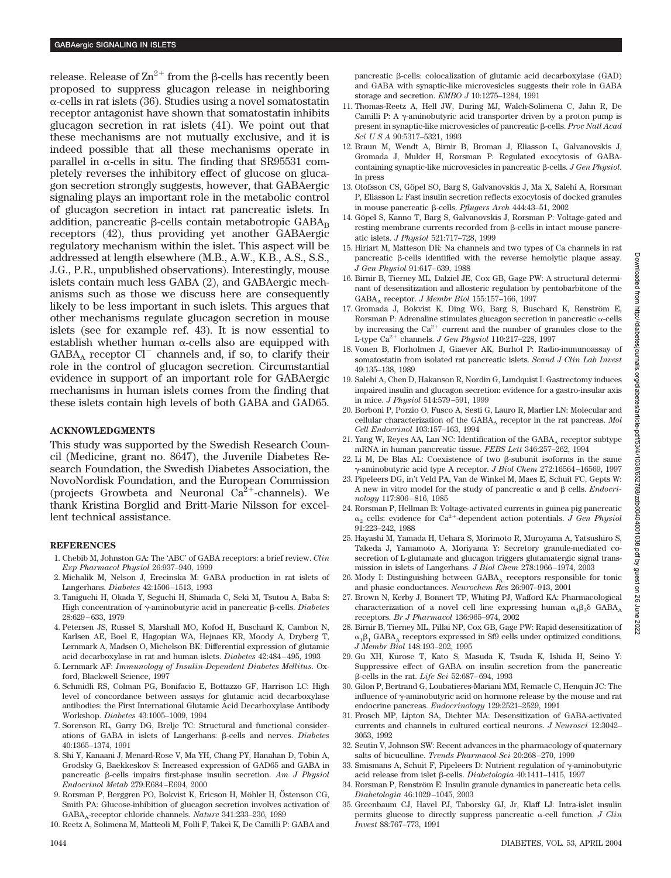release. Release of $Zn^{2+}$ from the β-cells has recently been proposed to suppress glucagon release in neighboring α-cells in rat islets (36). Studies using a novel somatostatin receptor antagonist have shown that somatostatin inhibits glucagon secretion in rat islets (41). We point out that these mechanisms are not mutually exclusive, and it is indeed possible that all these mechanisms operate in parallel in α-cells in situ. The finding that SR95531 completely reverses the inhibitory effect of glucose on glucagon secretion strongly suggests, however, that GABAergic signaling plays an important role in the metabolic control of glucagon secretion in intact rat pancreatic islets. In addition, pancreatic β-cells contain metabotropic $GABA_B$ receptors (42), thus providing yet another GABAergic regulatory mechanism within the islet. This aspect will be addressed at length elsewhere (M.B., A.W., K.B., A.S., S.S., J.G., P.R., unpublished observations). Interestingly, mouse islets contain much less GABA (2), and GABAergic mechanisms such as those we discuss here are consequently likely to be less important in such islets. This argues that other mechanisms regulate glucagon secretion in mouse islets (see for example ref. 43). It is now essential to establish whether human α-cells also are equipped with $GABA_A$ receptor $Cl^-$ channels and, if so, to clarify their role in the control of glucagon secretion. Circumstantial evidence in support of an important role for GABAergic mechanisms in human islets comes from the finding that these islets contain high levels of both GABA and GAD65.

## ACKNOWLEDGMENTS

This study was supported by the Swedish Research Council (Medicine, grant no. 8647), the Juvenile Diabetes Research Foundation, the Swedish Diabetes Association, the NovoNordisk Foundation, and the European Commission (projects Growbeta and Neuronal $Ca^{2+}$-channels). We thank Kristina Borglid and Britt-Marie Nilsson for excellent technical assistance.

## REFERENCES

1. Chebib M, Johnston GA: The 'ABC' of GABA receptors: a brief review. *Clin Exp Pharmacol Physiol* 26:937–940, 1999
2. Michalik M, Nelson J, Erecinska M: GABA production in rat islets of Langerhans. *Diabetes* 42:1506–1513, 1993
3. Taniguchi H, Okada Y, Seguchi H, Shimada C, Seki M, Tsutou A, Baba S: High concentration of γ-aminobutyric acid in pancreatic β-cells. *Diabetes* 28:629–633, 1979
4. Petersen JS, Russel S, Marshall MO, Kofod H, Buschard K, Cambon N, Karlsen AE, Boel E, Hagopian WA, Hejnaes KR, Moody A, Dryberg T, Lernmark A, Madsen O, Michelson BK: Differential expression of glutamic acid decarboxylase in rat and human islets. *Diabetes* 42:484–495, 1993
5. Lernmark AF: *Immunology of Insulin-Dependent Diabetes Mellitus.* Oxford, Blackwell Science, 1997
6. Schmidli RS, Colman PG, Bonifacio E, Bottazzo GF, Harrison LC: High level of concordance between assays for glutamic acid decarboxylase antibodies: the First International Glutamic Acid Decarboxylase Antibody Workshop. *Diabetes* 43:1005–1009, 1994
7. Sorenson RL, Garry DG, Brelje TC: Structural and functional considerations of GABA in islets of Langerhans: β-cells and nerves. *Diabetes* 40:1365–1374, 1991
8. Shi Y, Kanaani J, Menard-Rose V, Ma YH, Chang PY, Hanahan D, Tobin A, Grodsky G, Baekkeskov S: Increased expression of GAD65 and GABA in pancreatic β-cells impairs first-phase insulin secretion. *Am J Physiol Endocrinol Metab* 279:E684–E694, 2000
9. Rorsman P, Berggren PO, Bokvist K, Ericson H, Möhler H, Östenson CG, Smith PA: Glucose-inhibition of glucagon secretion involves activation of $GABA_A$-receptor chloride channels. *Nature* 341:233–236, 1989
10. Reetz A, Solimena M, Matteoli M, Folli F, Takei K, De Camilli P: GABA and pancreatic β-cells: colocalization of glutamic acid decarboxylase (GAD) and GABA with synaptic-like microvesicles suggests their role in GABA storage and secretion. *EMBO J* 10:1275–1284, 1991
11. Thomas-Reetz A, Hell JW, During MJ, Walch-Solimena C, Jahn R, De Camilli P: A γ-aminobutyric acid transporter driven by a proton pump is present in synaptic-like microvesicles of pancreatic β-cells. *Proc Natl Acad Sci U S A* 90:5317–5321, 1993
12. Braun M, Wendt A, Birnir B, Broman J, Eliasson L, Galvanovskis J, Gromada J, Mulder H, Rorsman P: Regulated exocytosis of GABA-containing synaptic-like microvesicles in pancreatic β-cells. *J Gen Physiol.* In press
13. Olofsson CS, Göpel SO, Barg S, Galvanovskis J, Ma X, Salehi A, Rorsman P, Eliasson L: Fast insulin secretion reflects exocytosis of docked granules in mouse pancreatic β-cells. *Pflugers Arch* 444:43–51, 2002
14. Göpel S, Kanno T, Barg S, Galvanovskis J, Rorsman P: Voltage-gated and resting membrane currents recorded from β-cells in intact mouse pancreatic islets. *J Physiol* 521:717–728, 1999
15. Hiriart M, Matteson DR: Na channels and two types of Ca channels in rat pancreatic β-cells identified with the reverse hemolytic plaque assay. *J Gen Physiol* 91:617–639, 1988
16. Birnir B, Tierney ML, Dalziel JE, Cox GB, Gage PW: A structural determinant of desensitization and allosteric regulation by pentobarbitone of the $GABA_A$ receptor. *J Membr Biol* 155:157–166, 1997
17. Gromada J, Bokvist K, Ding WG, Barg S, Buschard K, Renström E, Rorsman P: Adrenaline stimulates glucagon secretion in pancreatic α-cells by increasing the $Ca^{2+}$ current and the number of granules close to the L-type $Ca^{2+}$ channels. *J Gen Physiol* 110:217–228, 1997
18. Vonen B, Florholmen J, Giaever AK, Burhol P: Radio-immunoassay of somatostatin from isolated rat pancreatic islets. *Scand J Clin Lab Invest* 49:135–138, 1989
19. Salehi A, Chen D, Hakanson R, Nordin G, Lundquist I: Gastrectomy induces impaired insulin and glucagon secretion: evidence for a gastro-insular axis in mice. *J Physiol* 514:579–591, 1999
20. Borboni P, Porzio O, Fusco A, Sesti G, Lauro R, Marlier LN: Molecular and cellular characterization of the $GABA_A$ receptor in the rat pancreas. *Mol Cell Endocrinol* 103:157–163, 1994
21. Yang W, Reyes AA, Lan NC: Identification of the $GABA_A$ receptor subtype mRNA in human pancreatic tissue. *FEBS Lett* 346:257–262, 1994
22. Li M, De Blas AL: Coexistence of two β-subunit isoforms in the same γ-aminobutyric acid type A receptor. *J Biol Chem* 272:16564–16569, 1997
23. Pipeleers DG, in't Veld PA, Van de Winkel M, Maes E, Schuit FC, Gepts W: A new in vitro model for the study of pancreatic α and β cells. *Endocrinology* 117:806–816, 1985
24. Rorsman P, Hellman B: Voltage-activated currents in guinea pig pancreatic $\alpha_2$ cells: evidence for $Ca^{2+}$-dependent action potentials. *J Gen Physiol* 91:223–242, 1988
25. Hayashi M, Yamada H, Uehara S, Morimoto R, Muroyama A, Yatsushiro S, Takeda J, Yamamoto A, Moriyama Y: Secretory granule-mediated co-secretion of L-glutamate and glucagon triggers glutamatergic signal transmission in islets of Langerhans. *J Biol Chem* 278:1966–1974, 2003
26. Mody I: Distinguishing between $GABA_A$ receptors responsible for tonic and phasic conductances. *Neurochem Res* 26:907–913, 2001
27. Brown N, Kerby J, Bonnert TP, Whiting PJ, Wafford KA: Pharmacological characterization of a novel cell line expressing human $\alpha_4\beta_3\delta$ $GABA_A$ receptors. *Br J Pharmacol* 136:965–974, 2002
28. Birnir B, Tierney ML, Pillai NP, Cox GB, Gage PW: Rapid desensitization of $\alpha_1\beta_1$ $GABA_A$ receptors expressed in Sf9 cells under optimized conditions. *J Membr Biol* 148:193–202, 1995
29. Gu XH, Kurose T, Kato S, Masuda K, Tsuda K, Ishida H, Seino Y: Suppressive effect of GABA on insulin secretion from the pancreatic β-cells in the rat. *Life Sci* 52:687–694, 1993
30. Gilon P, Bertrand G, Loubatieres-Mariani MM, Remacle C, Henquin JC: The influence of γ-aminobutyric acid on hormone release by the mouse and rat endocrine pancreas. *Endocrinology* 129:2521–2529, 1991
31. Frosch MP, Lipton SA, Dichter MA: Desensitization of GABA-activated currents and channels in cultured cortical neurons. *J Neurosci* 12:3042–3053, 1992
32. Seutin V, Johnson SW: Recent advances in the pharmacology of quaternary salts of bicuculline. *Trends Pharmacol Sci* 20:268–270, 1999
33. Smismans A, Schuit F, Pipeleers D: Nutrient regulation of γ-aminobutyric acid release from islet β-cells. *Diabetologia* 40:1411–1415, 1997
34. Rorsman P, Renström E: Insulin granule dynamics in pancreatic beta cells. *Diabetologia* 46:1029–1045, 2003
35. Greenbaum CJ, Havel PJ, Taborsky GJ, Jr, Klaff LJ: Intra-islet insulin permits glucose to directly suppress pancreatic α-cell function. *J Clin Invest* 88:767–773, 1991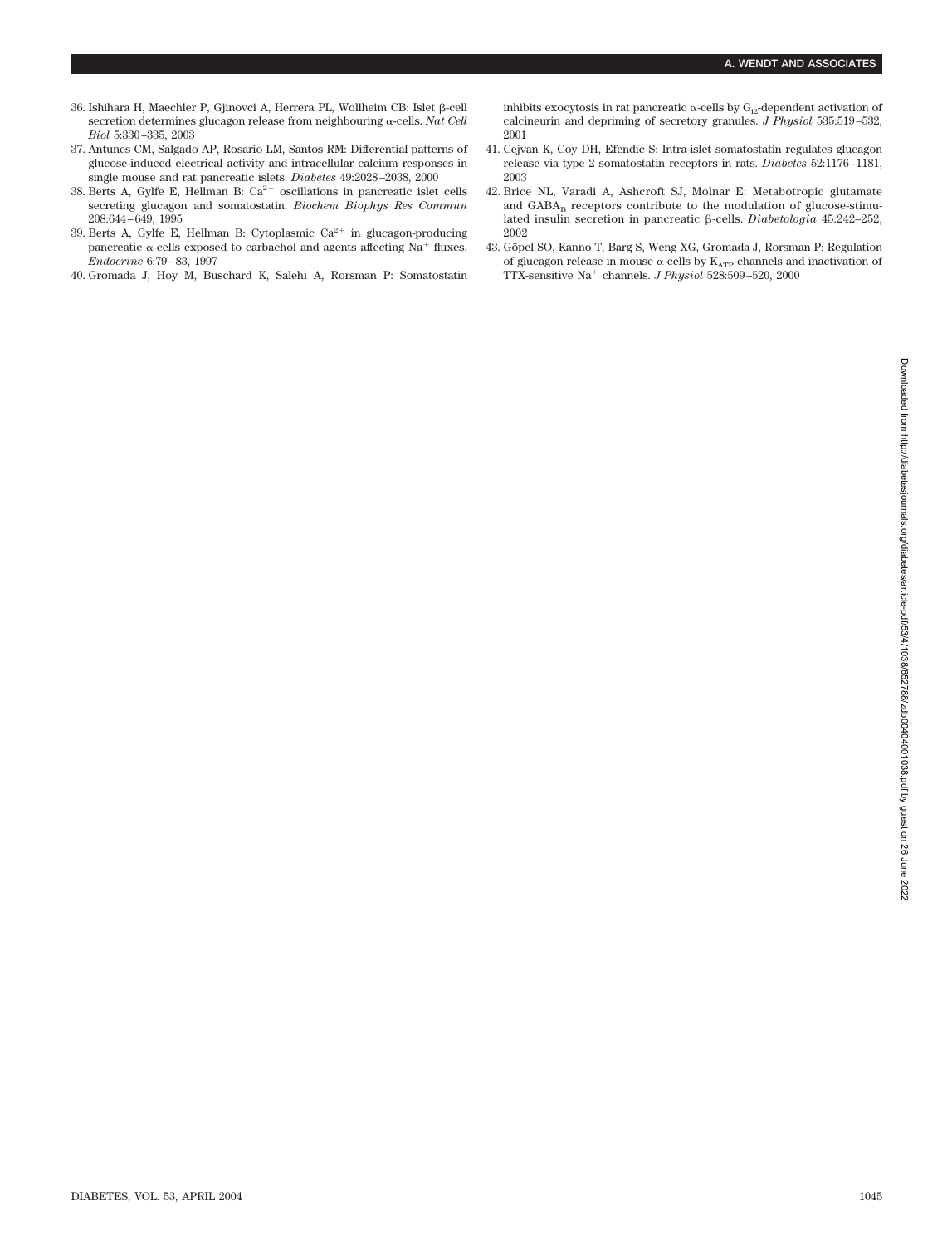36. Ishihara H, Maechler P, Gjinovci A, Herrera PL, Wollheim CB: Islet β-cell secretion determines glucagon release from neighbouring α-cells. *Nat Cell Biol* 5:330–335, 2003
37. Antunes CM, Salgado AP, Rosario LM, Santos RM: Differential patterns of glucose-induced electrical activity and intracellular calcium responses in single mouse and rat pancreatic islets. *Diabetes* 49:2028–2038, 2000
38. Berts A, Gylfe E, Hellman B: $Ca^{2+}$ oscillations in pancreatic islet cells secreting glucagon and somatostatin. *Biochem Biophys Res Commun* 208:644–649, 1995
39. Berts A, Gylfe E, Hellman B: Cytoplasmic $Ca^{2+}$ in glucagon-producing pancreatic α-cells exposed to carbachol and agents affecting $Na^{+}$ fluxes. *Endocrine* 6:79–83, 1997
40. Gromada J, Hoy M, Buschard K, Salehi A, Rorsman P: Somatostatin inhibits exocytosis in rat pancreatic α-cells by $G_{i2}$-dependent activation of calcineurin and depriming of secretory granules. *J Physiol* 535:519–532, 2001
41. Cejvan K, Coy DH, Efendic S: Intra-islet somatostatin regulates glucagon release via type 2 somatostatin receptors in rats. *Diabetes* 52:1176–1181, 2003
42. Brice NL, Varadi A, Ashcroft SJ, Molnar E: Metabotropic glutamate and $GABA_B$ receptors contribute to the modulation of glucose-stimulated insulin secretion in pancreatic β-cells. *Diabetologia* 45:242–252, 2002
43. Göpel SO, Kanno T, Barg S, Weng XG, Gromada J, Rorsman P: Regulation of glucagon release in mouse α-cells by $K_{ATP}$ channels and inactivation of TTX-sensitive $Na^{+}$ channels. *J Physiol* 528:509–520, 2000